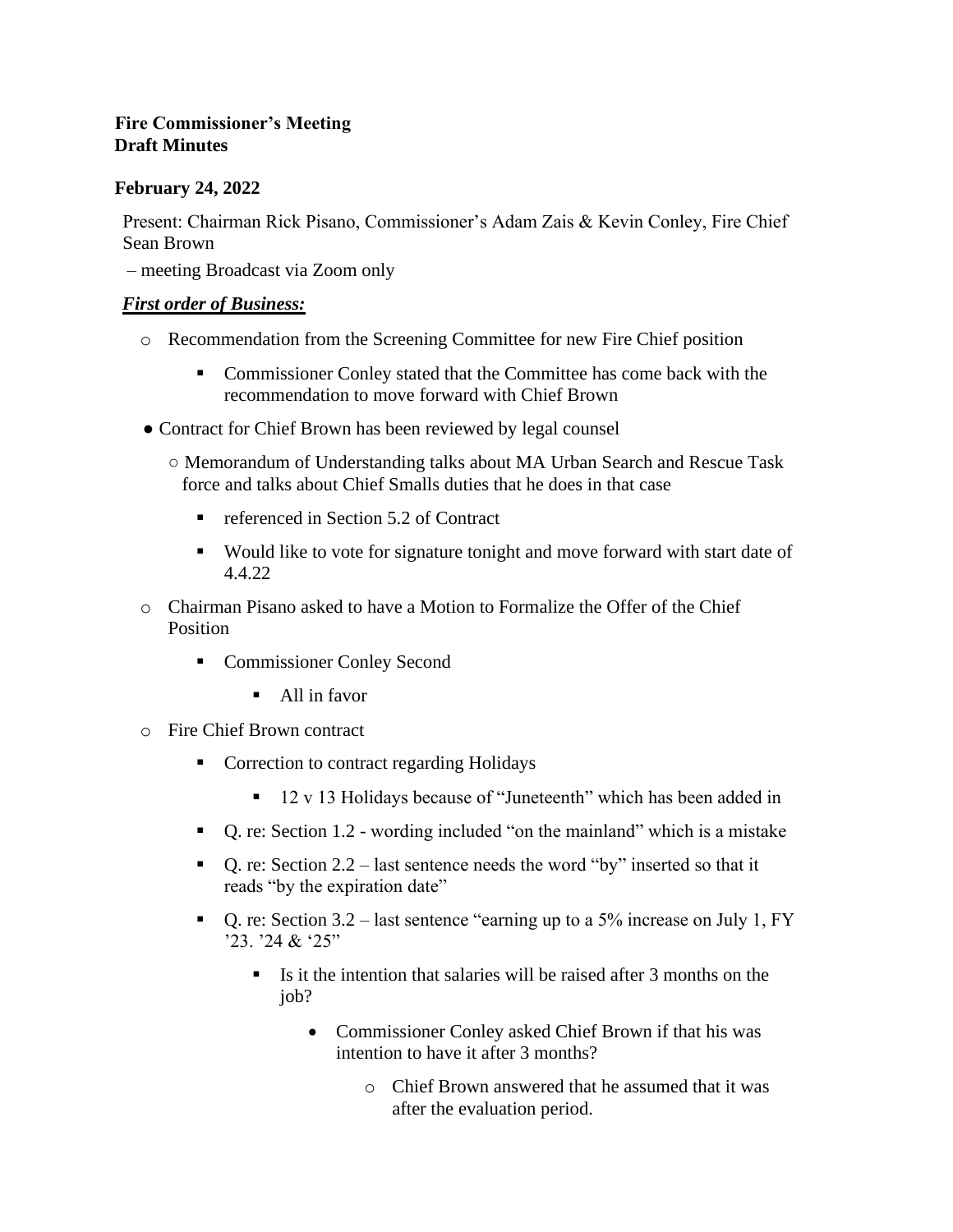**Fire Commissioner's Meeting**
**Draft Minutes**

**February 24, 2022**

Present: Chairman Rick Pisano, Commissioner's Adam Zais & Kevin Conley, Fire Chief Sean Brown

– meeting Broadcast via Zoom only

***First order of Business:***

- Recommendation from the Screening Committee for new Fire Chief position
    - Commissioner Conley stated that the Committee has come back with the recommendation to move forward with Chief Brown
- Contract for Chief Brown has been reviewed by legal counsel
    - Memorandum of Understanding talks about MA Urban Search and Rescue Task force and talks about Chief Smalls duties that he does in that case
        - referenced in Section 5.2 of Contract
        - Would like to vote for signature tonight and move forward with start date of 4.4.22
- Chairman Pisano asked to have a Motion to Formalize the Offer of the Chief Position
    - Commissioner Conley Second
        - All in favor
- Fire Chief Brown contract
    - Correction to contract regarding Holidays
        - 12 v 13 Holidays because of "Juneteenth" which has been added in
    - Q. re: Section 1.2 - wording included "on the mainland" which is a mistake
    - Q. re: Section 2.2 – last sentence needs the word "by" inserted so that it reads "by the expiration date"
    - Q. re: Section 3.2 – last sentence "earning up to a 5% increase on July 1, FY '23. '24 & '25"
        - Is it the intention that salaries will be raised after 3 months on the job?
            - Commissioner Conley asked Chief Brown if that his was intention to have it after 3 months?
                - Chief Brown answered that he assumed that it was after the evaluation period.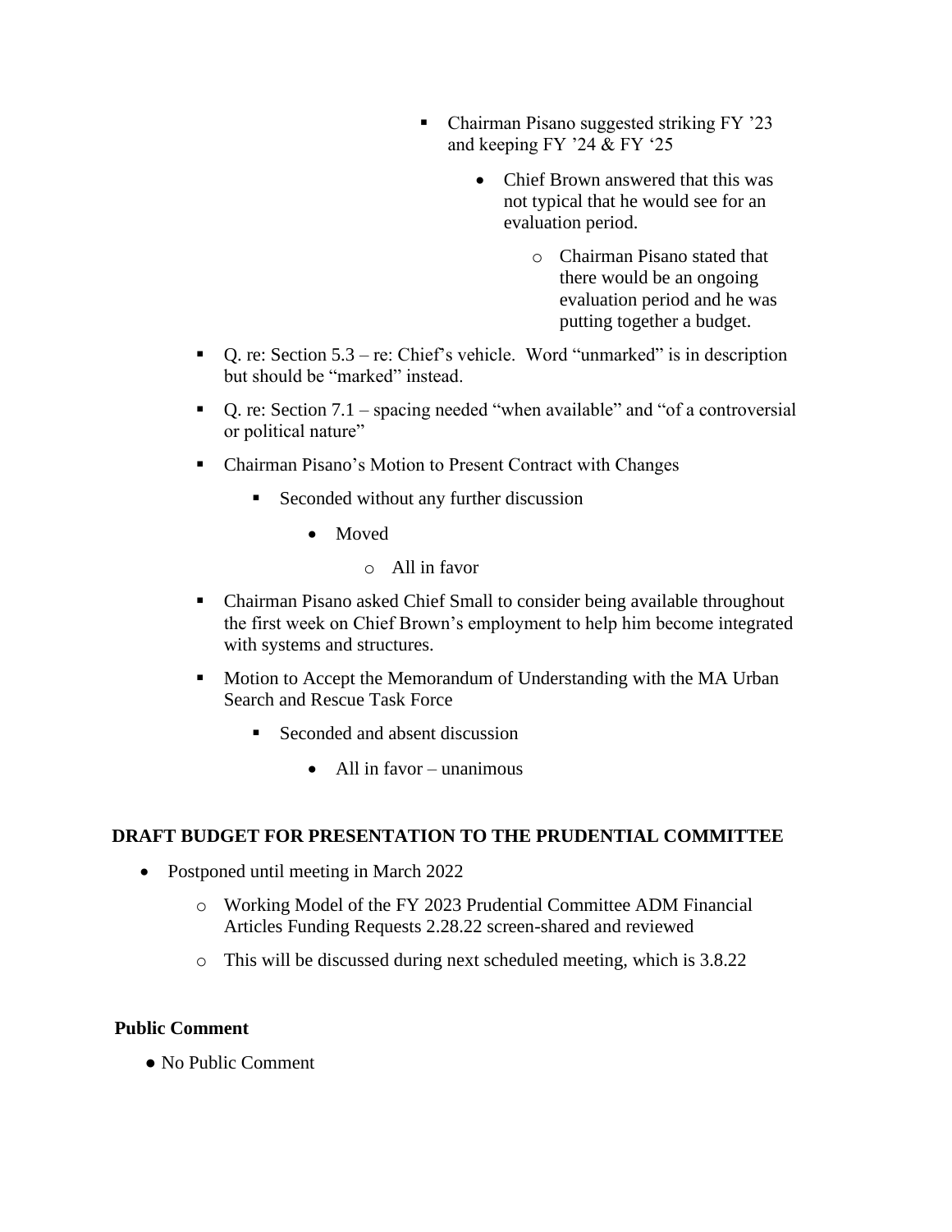- Chairman Pisano suggested striking FY '23 and keeping FY '24 & FY '25
    - Chief Brown answered that this was not typical that he would see for an evaluation period.
        - Chairman Pisano stated that there would be an ongoing evaluation period and he was putting together a budget.

- Q. re: Section 5.3 – re: Chief's vehicle. Word "unmarked" is in description but should be "marked" instead.
- Q. re: Section 7.1 – spacing needed "when available" and "of a controversial or political nature"
- Chairman Pisano's Motion to Present Contract with Changes
    - Seconded without any further discussion
        - Moved
            - All in favor
- Chairman Pisano asked Chief Small to consider being available throughout the first week on Chief Brown's employment to help him become integrated with systems and structures.
- Motion to Accept the Memorandum of Understanding with the MA Urban Search and Rescue Task Force
    - Seconded and absent discussion
        - All in favor – unanimous

**DRAFT BUDGET FOR PRESENTATION TO THE PRUDENTIAL COMMITTEE**

- Postponed until meeting in March 2022
    - Working Model of the FY 2023 Prudential Committee ADM Financial Articles Funding Requests 2.28.22 screen-shared and reviewed
    - This will be discussed during next scheduled meeting, which is 3.8.22

**Public Comment**

- No Public Comment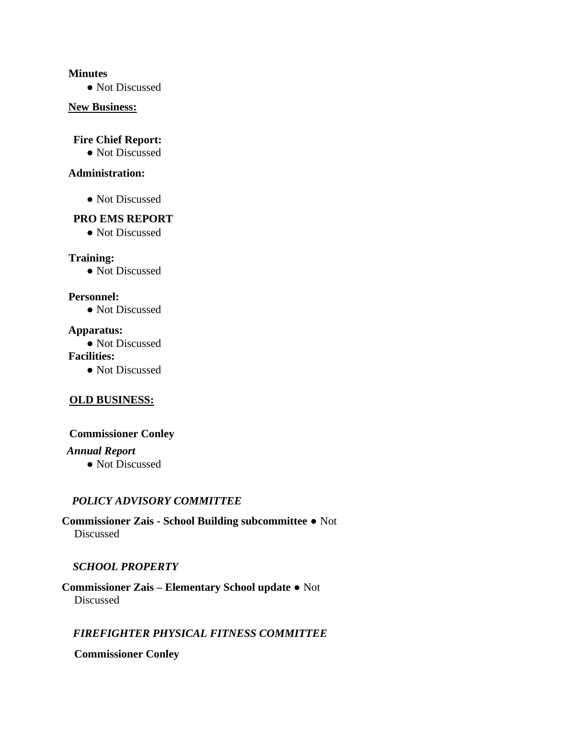**Minutes**

- Not Discussed

**<u>New Business:</u>**

**Fire Chief Report:**

- Not Discussed

**Administration:**

- Not Discussed

**PRO EMS REPORT**

- Not Discussed

**Training:**

- Not Discussed

**Personnel:**

- Not Discussed

**Apparatus:**

- Not Discussed

**Facilities:**

- Not Discussed

**<u>OLD BUSINESS:</u>**

**Commissioner Conley**

***Annual Report***

- Not Discussed

***POLICY ADVISORY COMMITTEE***

**Commissioner Zais - School Building subcommittee** ● Not Discussed

***SCHOOL PROPERTY***

**Commissioner Zais – Elementary School update** ● Not Discussed

***FIREFIGHTER PHYSICAL FITNESS COMMITTEE***

**Commissioner Conley**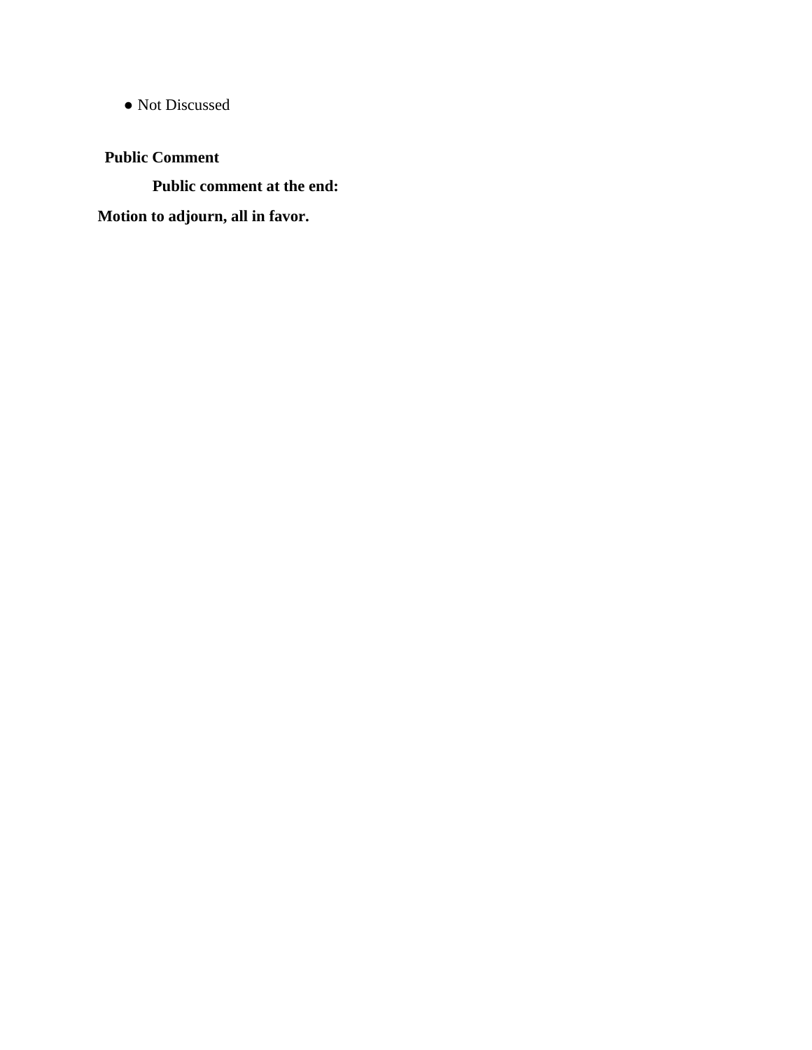- Not Discussed

**Public Comment**

**Public comment at the end:**

**Motion to adjourn, all in favor.**